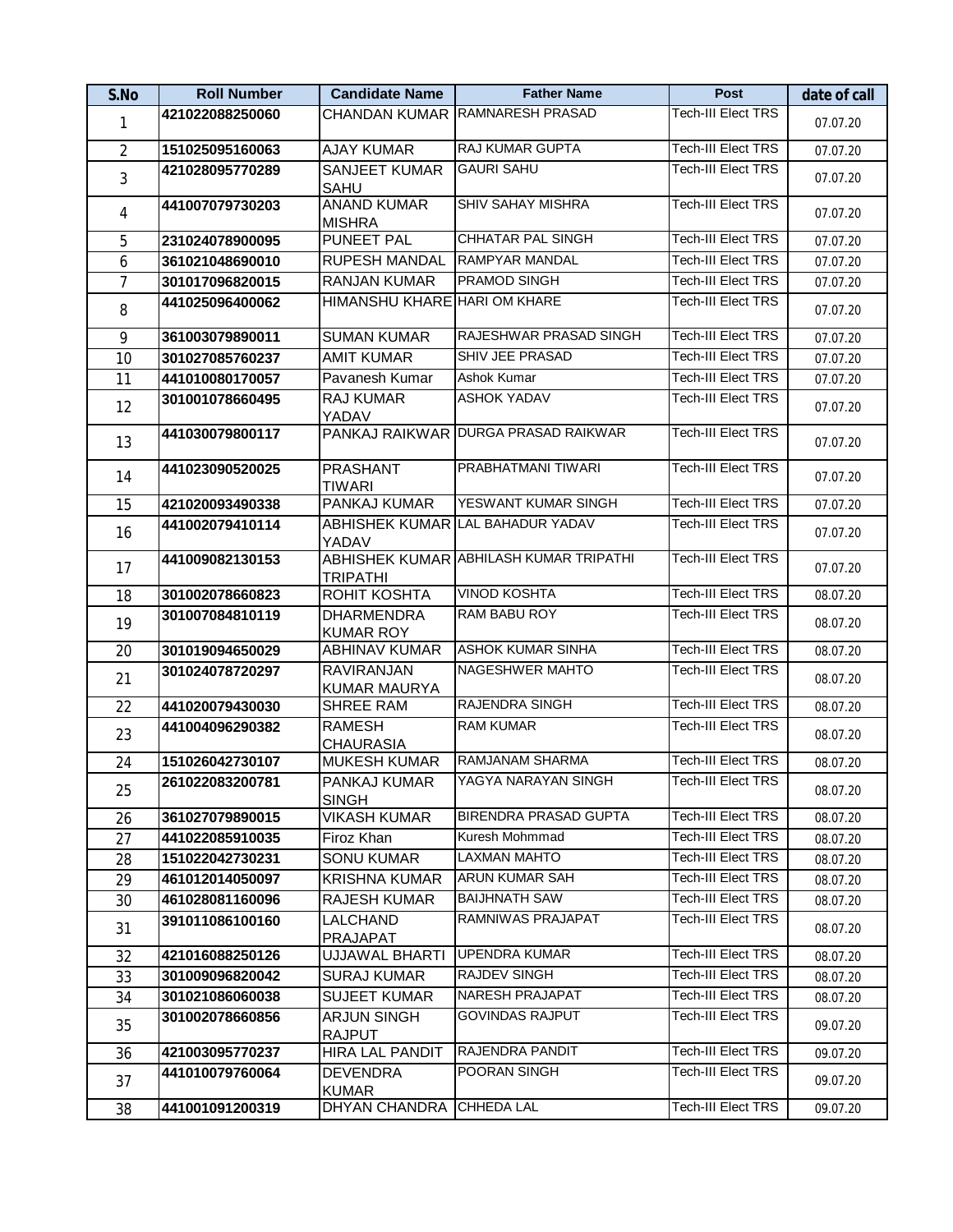| S.No | Roll Number | Candidate Name | Father Name | Post | date of call |
|---|---|---|---|---|---|
| 1 | 421022088250060 | CHANDAN KUMAR | RAMNARESH PRASAD | Tech-III Elect TRS | 07.07.20 |
| 2 | 151025095160063 | AJAY KUMAR | RAJ KUMAR GUPTA | Tech-III Elect TRS | 07.07.20 |
| 3 | 421028095770289 | SANJEET KUMAR SAHU | GAURI SAHU | Tech-III Elect TRS | 07.07.20 |
| 4 | 441007079730203 | ANAND KUMAR MISHRA | SHIV SAHAY MISHRA | Tech-III Elect TRS | 07.07.20 |
| 5 | 231024078900095 | PUNEET PAL | CHHATAR PAL SINGH | Tech-III Elect TRS | 07.07.20 |
| 6 | 361021048690010 | RUPESH MANDAL | RAMPYAR MANDAL | Tech-III Elect TRS | 07.07.20 |
| 7 | 301017096820015 | RANJAN KUMAR | PRAMOD SINGH | Tech-III Elect TRS | 07.07.20 |
| 8 | 441025096400062 | HIMANSHU KHARE | HARI OM KHARE | Tech-III Elect TRS | 07.07.20 |
| 9 | 361003079890011 | SUMAN KUMAR | RAJESHWAR PRASAD SINGH | Tech-III Elect TRS | 07.07.20 |
| 10 | 301027085760237 | AMIT KUMAR | SHIV JEE PRASAD | Tech-III Elect TRS | 07.07.20 |
| 11 | 441010080170057 | Pavanesh Kumar | Ashok Kumar | Tech-III Elect TRS | 07.07.20 |
| 12 | 301001078660495 | RAJ KUMAR YADAV | ASHOK YADAV | Tech-III Elect TRS | 07.07.20 |
| 13 | 441030079800117 | PANKAJ RAIKWAR | DURGA PRASAD RAIKWAR | Tech-III Elect TRS | 07.07.20 |
| 14 | 441023090520025 | PRASHANT TIWARI | PRABHATMANI TIWARI | Tech-III Elect TRS | 07.07.20 |
| 15 | 421020093490338 | PANKAJ KUMAR | YESWANT KUMAR SINGH | Tech-III Elect TRS | 07.07.20 |
| 16 | 441002079410114 | ABHISHEK KUMAR YADAV | LAL BAHADUR YADAV | Tech-III Elect TRS | 07.07.20 |
| 17 | 441009082130153 | ABHISHEK KUMAR TRIPATHI | ABHILASH KUMAR TRIPATHI | Tech-III Elect TRS | 07.07.20 |
| 18 | 301002078660823 | ROHIT KOSHTA | VINOD KOSHTA | Tech-III Elect TRS | 08.07.20 |
| 19 | 301007084810119 | DHARMENDRA KUMAR ROY | RAM BABU ROY | Tech-III Elect TRS | 08.07.20 |
| 20 | 301019094650029 | ABHINAV KUMAR | ASHOK KUMAR SINHA | Tech-III Elect TRS | 08.07.20 |
| 21 | 301024078720297 | RAVIRANJAN KUMAR MAURYA | NAGESHWER MAHTO | Tech-III Elect TRS | 08.07.20 |
| 22 | 441020079430030 | SHREE RAM | RAJENDRA SINGH | Tech-III Elect TRS | 08.07.20 |
| 23 | 441004096290382 | RAMESH CHAURASIA | RAM KUMAR | Tech-III Elect TRS | 08.07.20 |
| 24 | 151026042730107 | MUKESH KUMAR | RAMJANAM SHARMA | Tech-III Elect TRS | 08.07.20 |
| 25 | 261022083200781 | PANKAJ KUMAR SINGH | YAGYA NARAYAN SINGH | Tech-III Elect TRS | 08.07.20 |
| 26 | 361027079890015 | VIKASH KUMAR | BIRENDRA PRASAD GUPTA | Tech-III Elect TRS | 08.07.20 |
| 27 | 441022085910035 | Firoz Khan | Kuresh Mohmmad | Tech-III Elect TRS | 08.07.20 |
| 28 | 151022042730231 | SONU KUMAR | LAXMAN MAHTO | Tech-III Elect TRS | 08.07.20 |
| 29 | 461012014050097 | KRISHNA KUMAR | ARUN KUMAR SAH | Tech-III Elect TRS | 08.07.20 |
| 30 | 461028081160096 | RAJESH KUMAR | BAIJHNATH SAW | Tech-III Elect TRS | 08.07.20 |
| 31 | 391011086100160 | LALCHAND PRAJAPAT | RAMNIWAS PRAJAPAT | Tech-III Elect TRS | 08.07.20 |
| 32 | 421016088250126 | UJJAWAL BHARTI | UPENDRA KUMAR | Tech-III Elect TRS | 08.07.20 |
| 33 | 301009096820042 | SURAJ KUMAR | RAJDEV SINGH | Tech-III Elect TRS | 08.07.20 |
| 34 | 301021086060038 | SUJEET KUMAR | NARESH PRAJAPAT | Tech-III Elect TRS | 08.07.20 |
| 35 | 301002078660856 | ARJUN SINGH RAJPUT | GOVINDAS RAJPUT | Tech-III Elect TRS | 09.07.20 |
| 36 | 421003095770237 | HIRA LAL PANDIT | RAJENDRA PANDIT | Tech-III Elect TRS | 09.07.20 |
| 37 | 441010079760064 | DEVENDRA KUMAR | POORAN SINGH | Tech-III Elect TRS | 09.07.20 |
| 38 | 441001091200319 | DHYAN CHANDRA | CHHEDA LAL | Tech-III Elect TRS | 09.07.20 |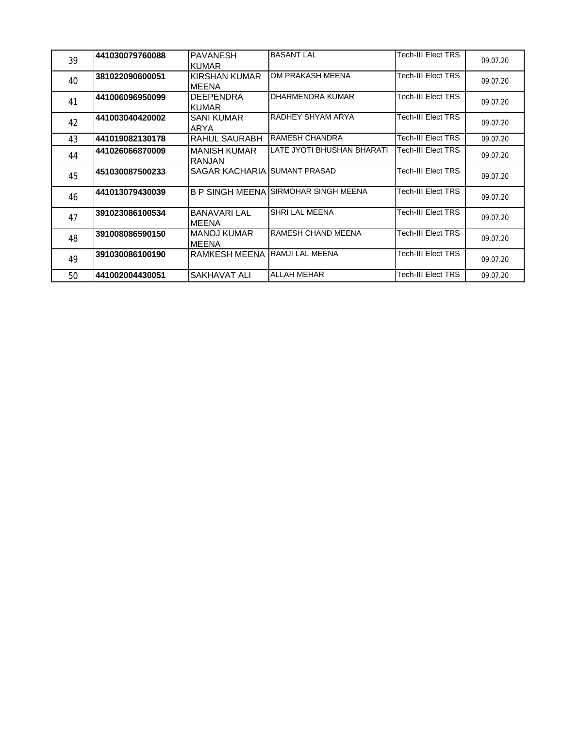| | | | | | |
|---|---|---|---|---|---|
| 39 | **441030079760088** | PAVANESH KUMAR | BASANT LAL | Tech-III Elect TRS | 09.07.20 |
| 40 | **381022090600051** | KIRSHAN KUMAR MEENA | OM PRAKASH MEENA | Tech-III Elect TRS | 09.07.20 |
| 41 | **441006096950099** | DEEPENDRA KUMAR | DHARMENDRA KUMAR | Tech-III Elect TRS | 09.07.20 |
| 42 | **441003040420002** | SANI KUMAR ARYA | RADHEY SHYAM ARYA | Tech-III Elect TRS | 09.07.20 |
| 43 | **441019082130178** | RAHUL SAURABH | RAMESH CHANDRA | Tech-III Elect TRS | 09.07.20 |
| 44 | **441026066870009** | MANISH KUMAR RANJAN | LATE JYOTI BHUSHAN BHARATI | Tech-III Elect TRS | 09.07.20 |
| 45 | **451030087500233** | SAGAR KACHARIA | SUMANT PRASAD | Tech-III Elect TRS | 09.07.20 |
| 46 | **441013079430039** | B P SINGH MEENA | SIRMOHAR SINGH MEENA | Tech-III Elect TRS | 09.07.20 |
| 47 | **391023086100534** | BANAVARI LAL MEENA | SHRI LAL MEENA | Tech-III Elect TRS | 09.07.20 |
| 48 | **391008086590150** | MANOJ KUMAR MEENA | RAMESH CHAND MEENA | Tech-III Elect TRS | 09.07.20 |
| 49 | **391030086100190** | RAMKESH MEENA | RAMJI LAL MEENA | Tech-III Elect TRS | 09.07.20 |
| 50 | **441002004430051** | SAKHAVAT ALI | ALLAH MEHAR | Tech-III Elect TRS | 09.07.20 |